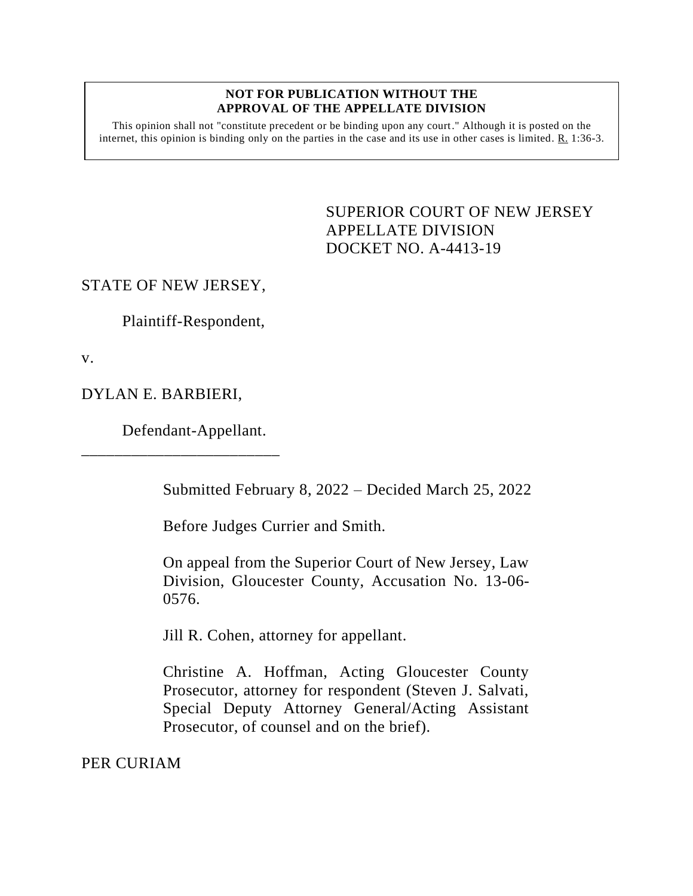**NOT FOR PUBLICATION WITHOUT THE APPROVAL OF THE APPELLATE DIVISION**

This opinion shall not "constitute precedent or be binding upon any court." Although it is posted on the internet, this opinion is binding only on the parties in the case and its use in other cases is limited. R. 1:36-3.

SUPERIOR COURT OF NEW JERSEY
APPELLATE DIVISION
DOCKET NO. A-4413-19

STATE OF NEW JERSEY,

Plaintiff-Respondent,

v.

DYLAN E. BARBIERI,

Defendant-Appellant.

\_\_\_\_\_\_\_\_\_\_\_\_\_\_\_\_\_\_\_\_\_\_\_\_\_\_

Submitted February 8, 2022 – Decided March 25, 2022

Before Judges Currier and Smith.

On appeal from the Superior Court of New Jersey, Law Division, Gloucester County, Accusation No. 13-06-0576.

Jill R. Cohen, attorney for appellant.

Christine A. Hoffman, Acting Gloucester County Prosecutor, attorney for respondent (Steven J. Salvati, Special Deputy Attorney General/Acting Assistant Prosecutor, of counsel and on the brief).

PER CURIAM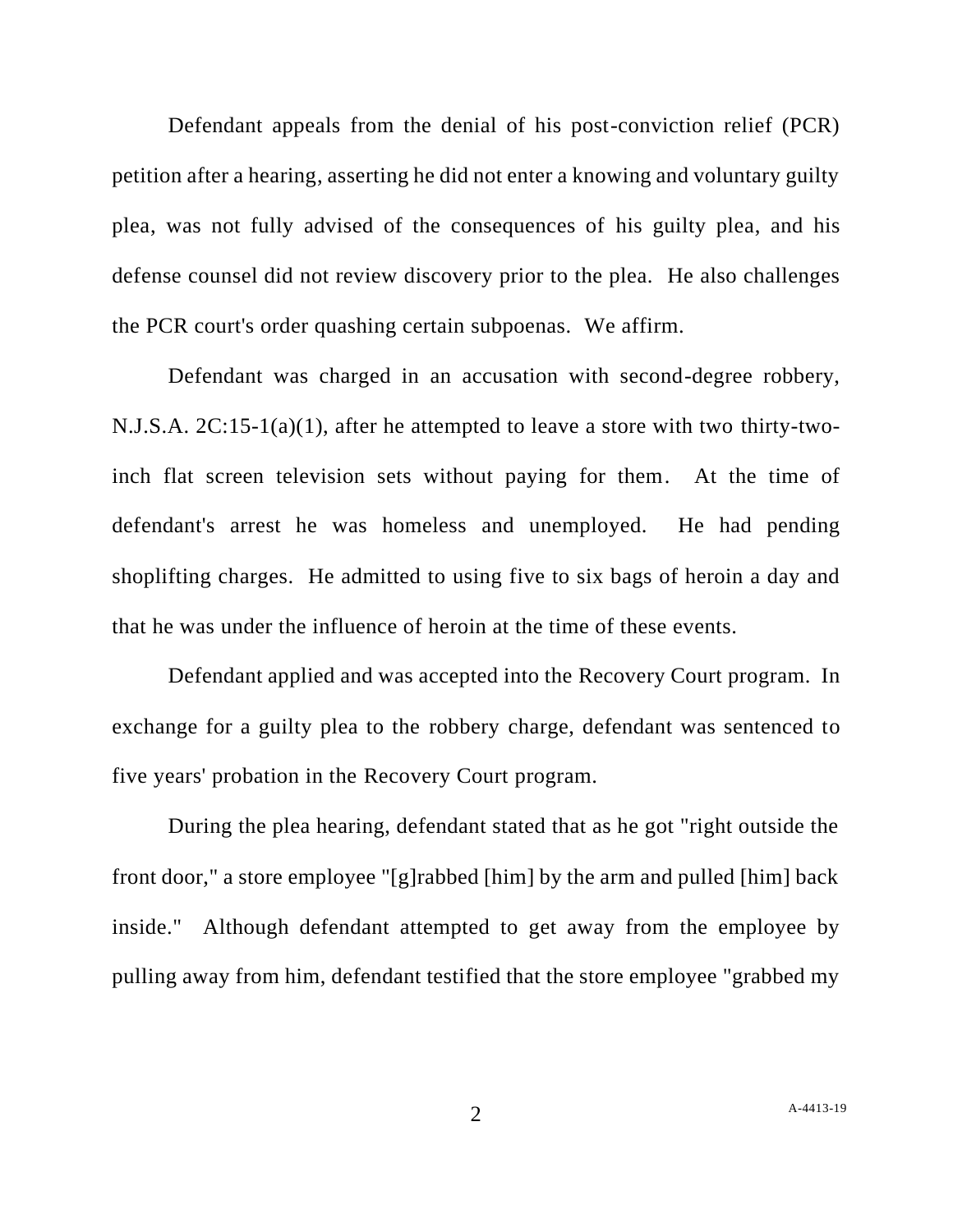Defendant appeals from the denial of his post-conviction relief (PCR) petition after a hearing, asserting he did not enter a knowing and voluntary guilty plea, was not fully advised of the consequences of his guilty plea, and his defense counsel did not review discovery prior to the plea. He also challenges the PCR court's order quashing certain subpoenas. We affirm.

Defendant was charged in an accusation with second-degree robbery, N.J.S.A. 2C:15-1(a)(1), after he attempted to leave a store with two thirty-two-inch flat screen television sets without paying for them. At the time of defendant's arrest he was homeless and unemployed. He had pending shoplifting charges. He admitted to using five to six bags of heroin a day and that he was under the influence of heroin at the time of these events.

Defendant applied and was accepted into the Recovery Court program. In exchange for a guilty plea to the robbery charge, defendant was sentenced to five years' probation in the Recovery Court program.

During the plea hearing, defendant stated that as he got "right outside the front door," a store employee "[g]rabbed [him] by the arm and pulled [him] back inside." Although defendant attempted to get away from the employee by pulling away from him, defendant testified that the store employee "grabbed my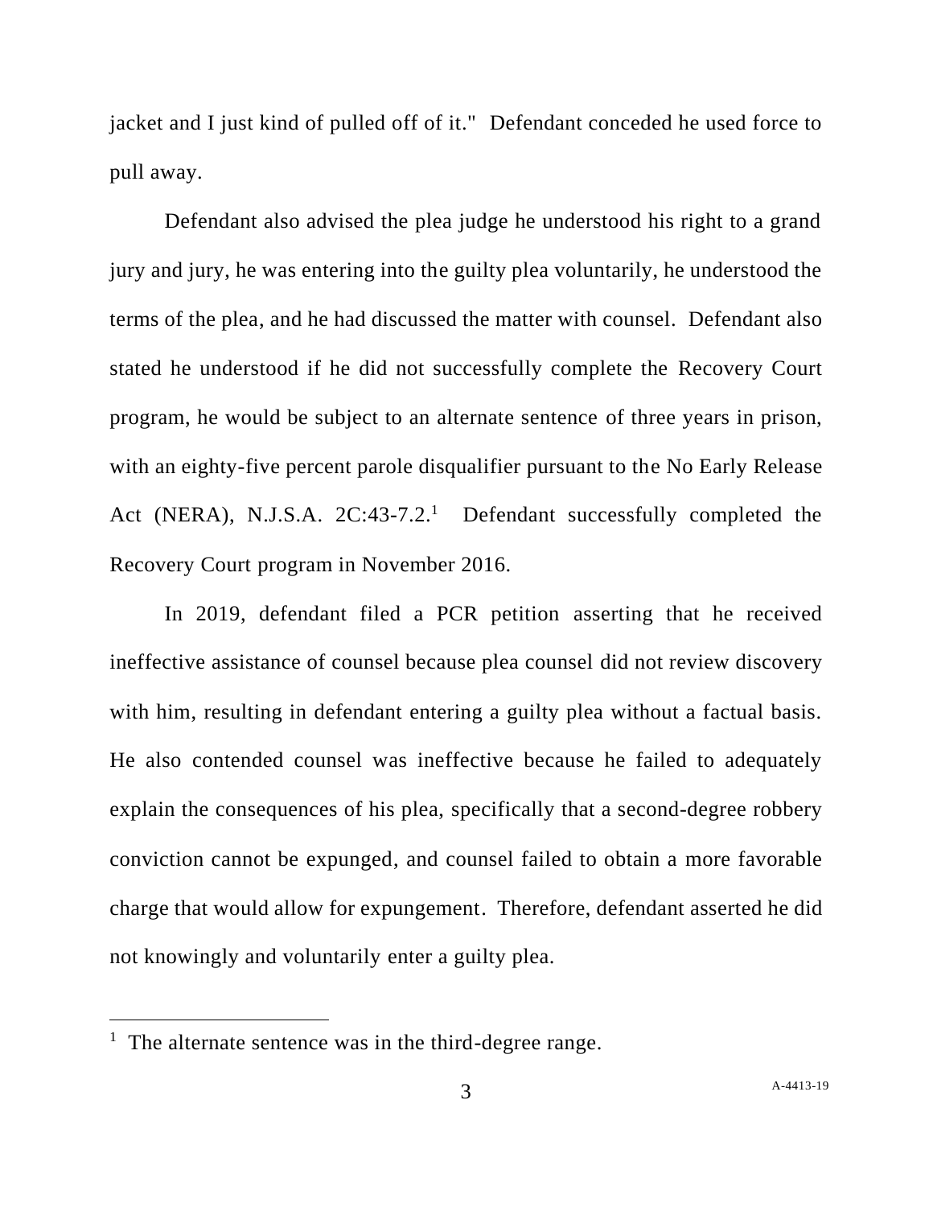jacket and I just kind of pulled off of it." Defendant conceded he used force to pull away.

Defendant also advised the plea judge he understood his right to a grand jury and jury, he was entering into the guilty plea voluntarily, he understood the terms of the plea, and he had discussed the matter with counsel. Defendant also stated he understood if he did not successfully complete the Recovery Court program, he would be subject to an alternate sentence of three years in prison, with an eighty-five percent parole disqualifier pursuant to the No Early Release Act (NERA), N.J.S.A. 2C:43-7.2.[1] Defendant successfully completed the Recovery Court program in November 2016.

In 2019, defendant filed a PCR petition asserting that he received ineffective assistance of counsel because plea counsel did not review discovery with him, resulting in defendant entering a guilty plea without a factual basis. He also contended counsel was ineffective because he failed to adequately explain the consequences of his plea, specifically that a second-degree robbery conviction cannot be expunged, and counsel failed to obtain a more favorable charge that would allow for expungement. Therefore, defendant asserted he did not knowingly and voluntarily enter a guilty plea.

[1] The alternate sentence was in the third-degree range.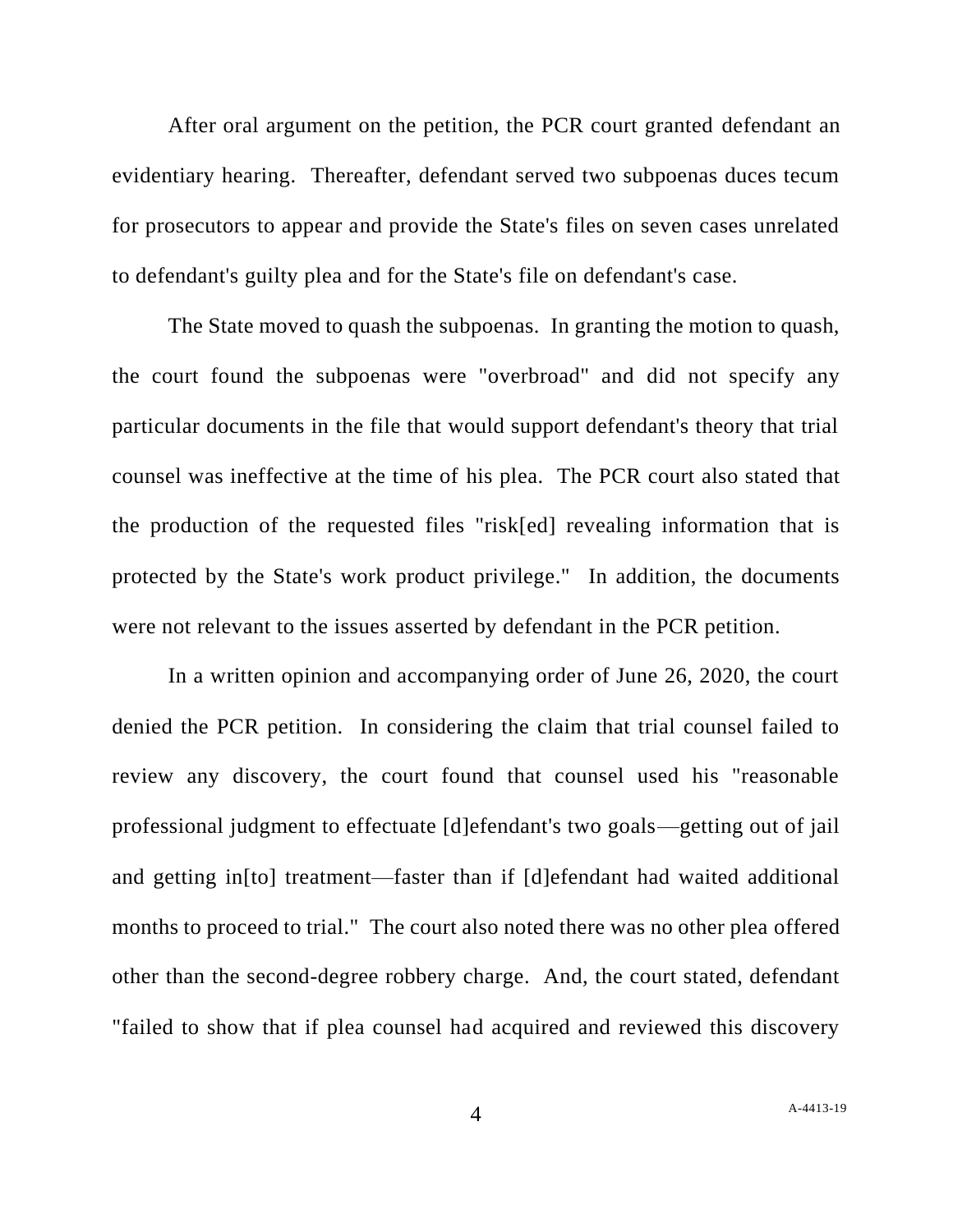After oral argument on the petition, the PCR court granted defendant an evidentiary hearing. Thereafter, defendant served two subpoenas duces tecum for prosecutors to appear and provide the State's files on seven cases unrelated to defendant's guilty plea and for the State's file on defendant's case.

The State moved to quash the subpoenas. In granting the motion to quash, the court found the subpoenas were "overbroad" and did not specify any particular documents in the file that would support defendant's theory that trial counsel was ineffective at the time of his plea. The PCR court also stated that the production of the requested files "risk[ed] revealing information that is protected by the State's work product privilege." In addition, the documents were not relevant to the issues asserted by defendant in the PCR petition.

In a written opinion and accompanying order of June 26, 2020, the court denied the PCR petition. In considering the claim that trial counsel failed to review any discovery, the court found that counsel used his "reasonable professional judgment to effectuate [d]efendant's two goals—getting out of jail and getting in[to] treatment—faster than if [d]efendant had waited additional months to proceed to trial." The court also noted there was no other plea offered other than the second-degree robbery charge. And, the court stated, defendant "failed to show that if plea counsel had acquired and reviewed this discovery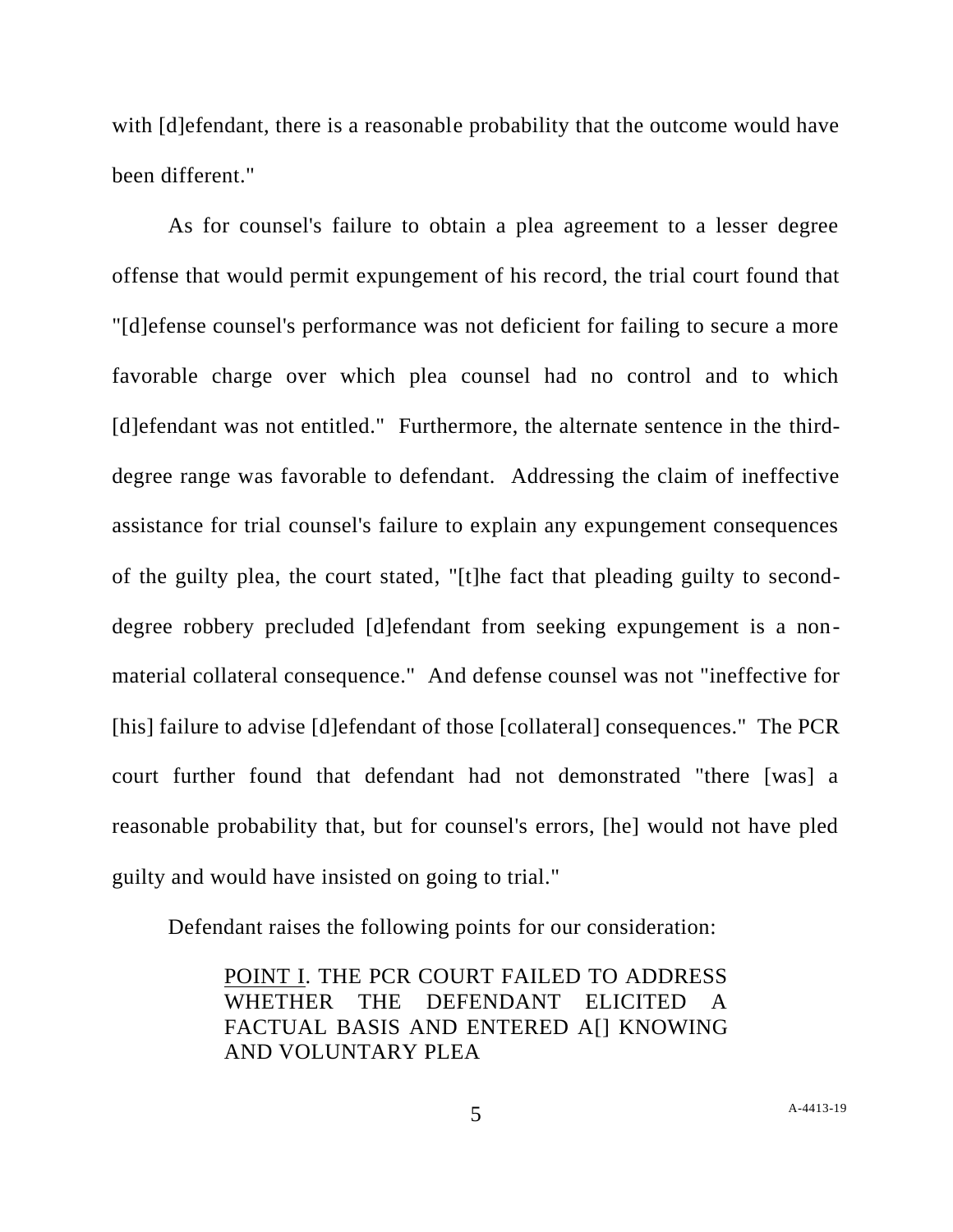with [d]efendant, there is a reasonable probability that the outcome would have been different."

As for counsel's failure to obtain a plea agreement to a lesser degree offense that would permit expungement of his record, the trial court found that "[d]efense counsel's performance was not deficient for failing to secure a more favorable charge over which plea counsel had no control and to which [d]efendant was not entitled." Furthermore, the alternate sentence in the third-degree range was favorable to defendant. Addressing the claim of ineffective assistance for trial counsel's failure to explain any expungement consequences of the guilty plea, the court stated, "[t]he fact that pleading guilty to second-degree robbery precluded [d]efendant from seeking expungement is a non-material collateral consequence." And defense counsel was not "ineffective for [his] failure to advise [d]efendant of those [collateral] consequences." The PCR court further found that defendant had not demonstrated "there [was] a reasonable probability that, but for counsel's errors, [he] would not have pled guilty and would have insisted on going to trial."

Defendant raises the following points for our consideration:

> <u>POINT I</u>. THE PCR COURT FAILED TO ADDRESS WHETHER THE DEFENDANT ELICITED A FACTUAL BASIS AND ENTERED A[] KNOWING AND VOLUNTARY PLEA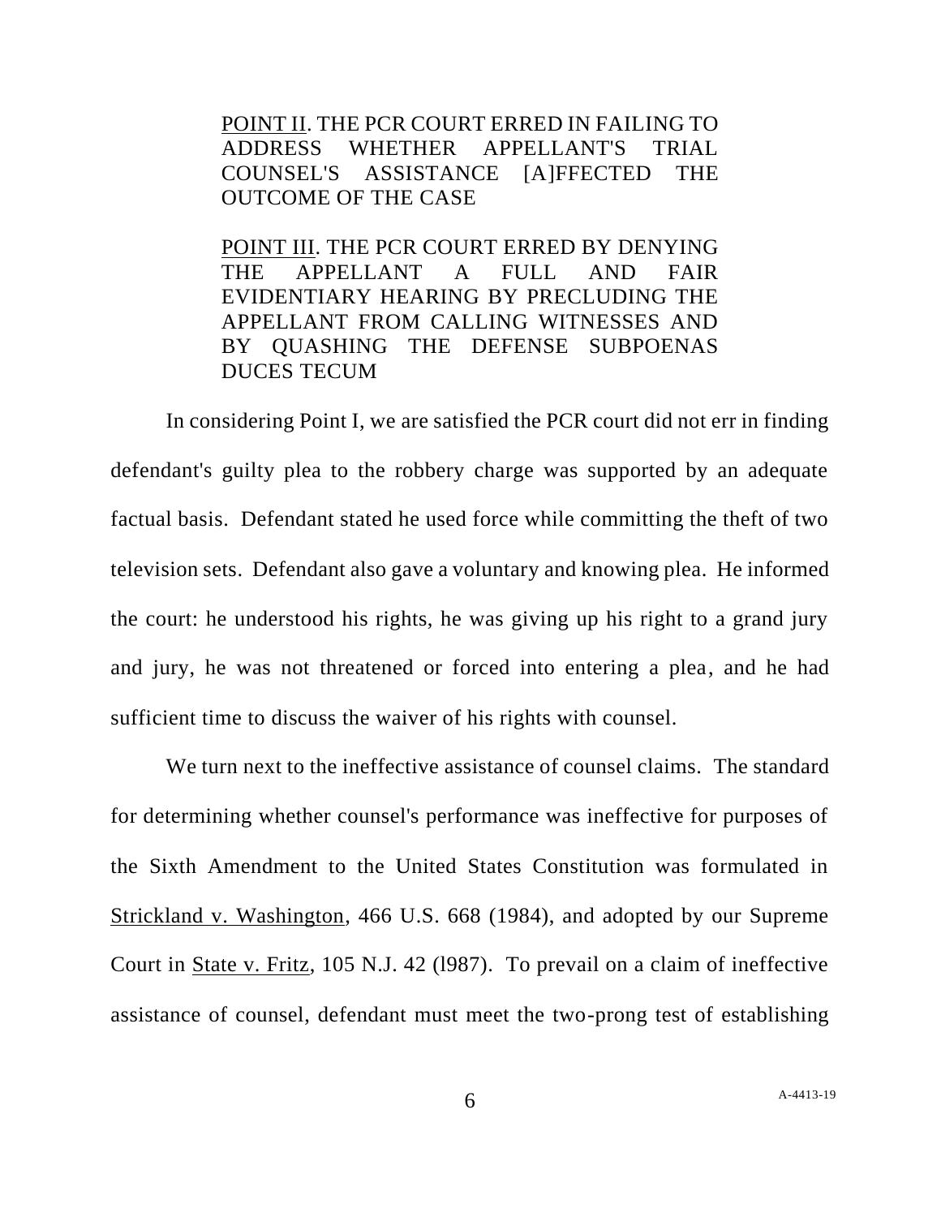<u>POINT II</u>. THE PCR COURT ERRED IN FAILING TO ADDRESS WHETHER APPELLANT'S TRIAL COUNSEL'S ASSISTANCE [A]FFECTED THE OUTCOME OF THE CASE

<u>POINT III</u>. THE PCR COURT ERRED BY DENYING THE APPELLANT A FULL AND FAIR EVIDENTIARY HEARING BY PRECLUDING THE APPELLANT FROM CALLING WITNESSES AND BY QUASHING THE DEFENSE SUBPOENAS DUCES TECUM

In considering Point I, we are satisfied the PCR court did not err in finding defendant's guilty plea to the robbery charge was supported by an adequate factual basis. Defendant stated he used force while committing the theft of two television sets. Defendant also gave a voluntary and knowing plea. He informed the court: he understood his rights, he was giving up his right to a grand jury and jury, he was not threatened or forced into entering a plea, and he had sufficient time to discuss the waiver of his rights with counsel.

We turn next to the ineffective assistance of counsel claims. The standard for determining whether counsel's performance was ineffective for purposes of the Sixth Amendment to the United States Constitution was formulated in <u>Strickland v. Washington</u>, 466 U.S. 668 (1984), and adopted by our Supreme Court in <u>State v. Fritz</u>, 105 N.J. 42 (l987). To prevail on a claim of ineffective assistance of counsel, defendant must meet the two-prong test of establishing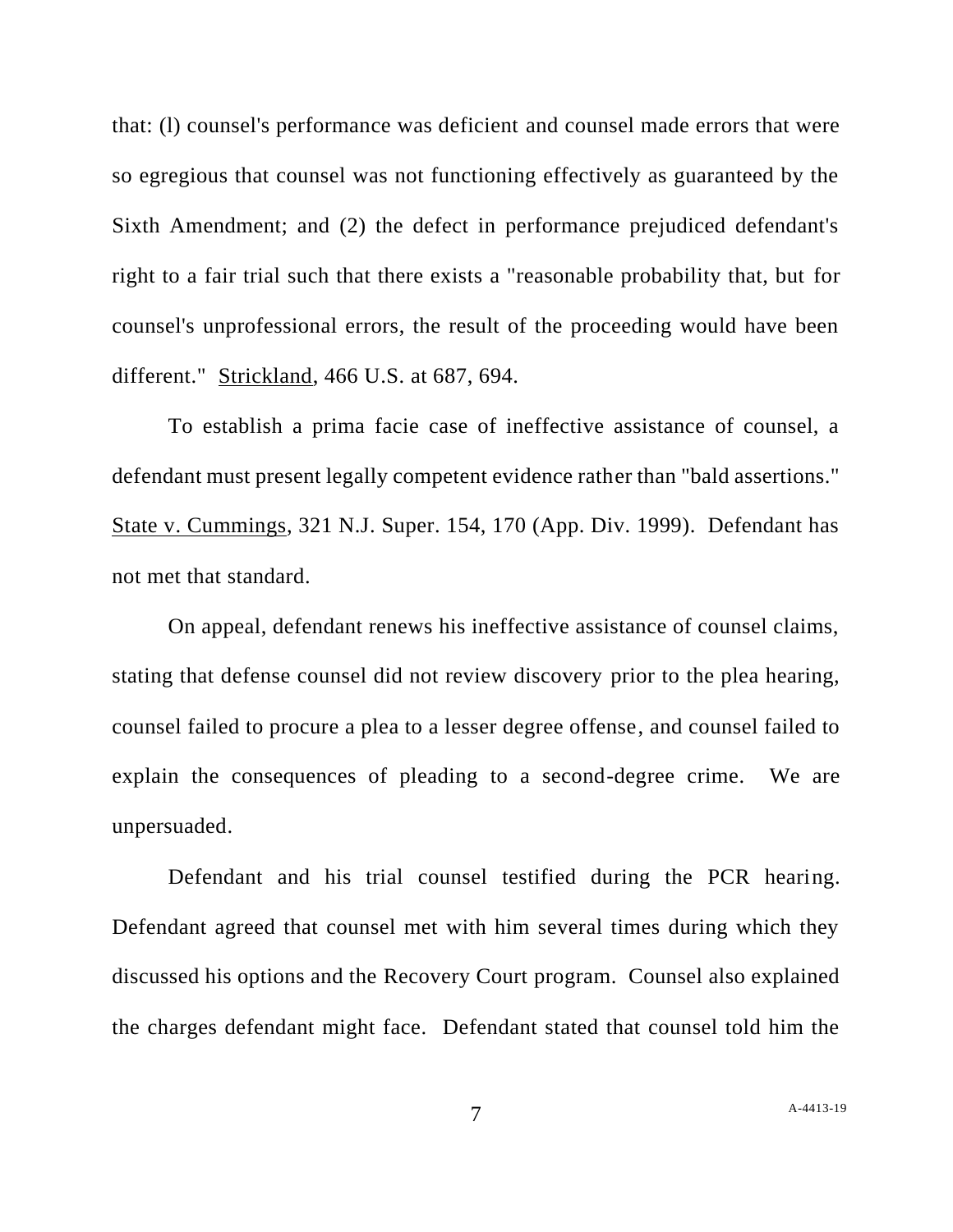that: (l) counsel's performance was deficient and counsel made errors that were so egregious that counsel was not functioning effectively as guaranteed by the Sixth Amendment; and (2) the defect in performance prejudiced defendant's right to a fair trial such that there exists a "reasonable probability that, but for counsel's unprofessional errors, the result of the proceeding would have been different." Strickland, 466 U.S. at 687, 694.

To establish a prima facie case of ineffective assistance of counsel, a defendant must present legally competent evidence rather than "bald assertions." State v. Cummings, 321 N.J. Super. 154, 170 (App. Div. 1999). Defendant has not met that standard.

On appeal, defendant renews his ineffective assistance of counsel claims, stating that defense counsel did not review discovery prior to the plea hearing, counsel failed to procure a plea to a lesser degree offense, and counsel failed to explain the consequences of pleading to a second-degree crime. We are unpersuaded.

Defendant and his trial counsel testified during the PCR hearing. Defendant agreed that counsel met with him several times during which they discussed his options and the Recovery Court program. Counsel also explained the charges defendant might face. Defendant stated that counsel told him the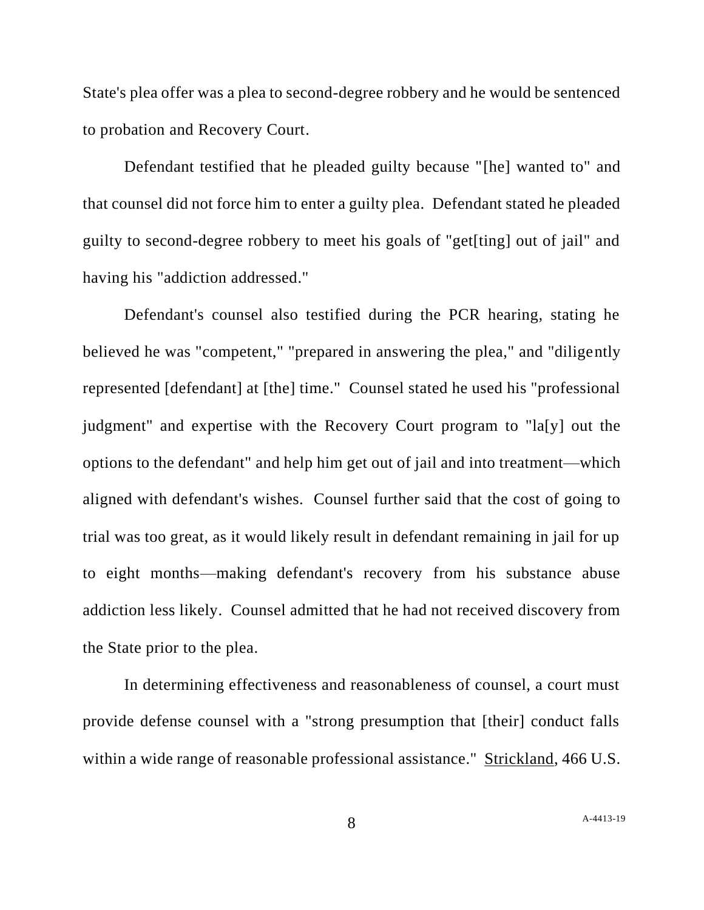State's plea offer was a plea to second-degree robbery and he would be sentenced to probation and Recovery Court.

Defendant testified that he pleaded guilty because "[he] wanted to" and that counsel did not force him to enter a guilty plea. Defendant stated he pleaded guilty to second-degree robbery to meet his goals of "get[ting] out of jail" and having his "addiction addressed."

Defendant's counsel also testified during the PCR hearing, stating he believed he was "competent," "prepared in answering the plea," and "diligently represented [defendant] at [the] time." Counsel stated he used his "professional judgment" and expertise with the Recovery Court program to "la[y] out the options to the defendant" and help him get out of jail and into treatment—which aligned with defendant's wishes. Counsel further said that the cost of going to trial was too great, as it would likely result in defendant remaining in jail for up to eight months—making defendant's recovery from his substance abuse addiction less likely. Counsel admitted that he had not received discovery from the State prior to the plea.

In determining effectiveness and reasonableness of counsel, a court must provide defense counsel with a "strong presumption that [their] conduct falls within a wide range of reasonable professional assistance." Strickland, 466 U.S.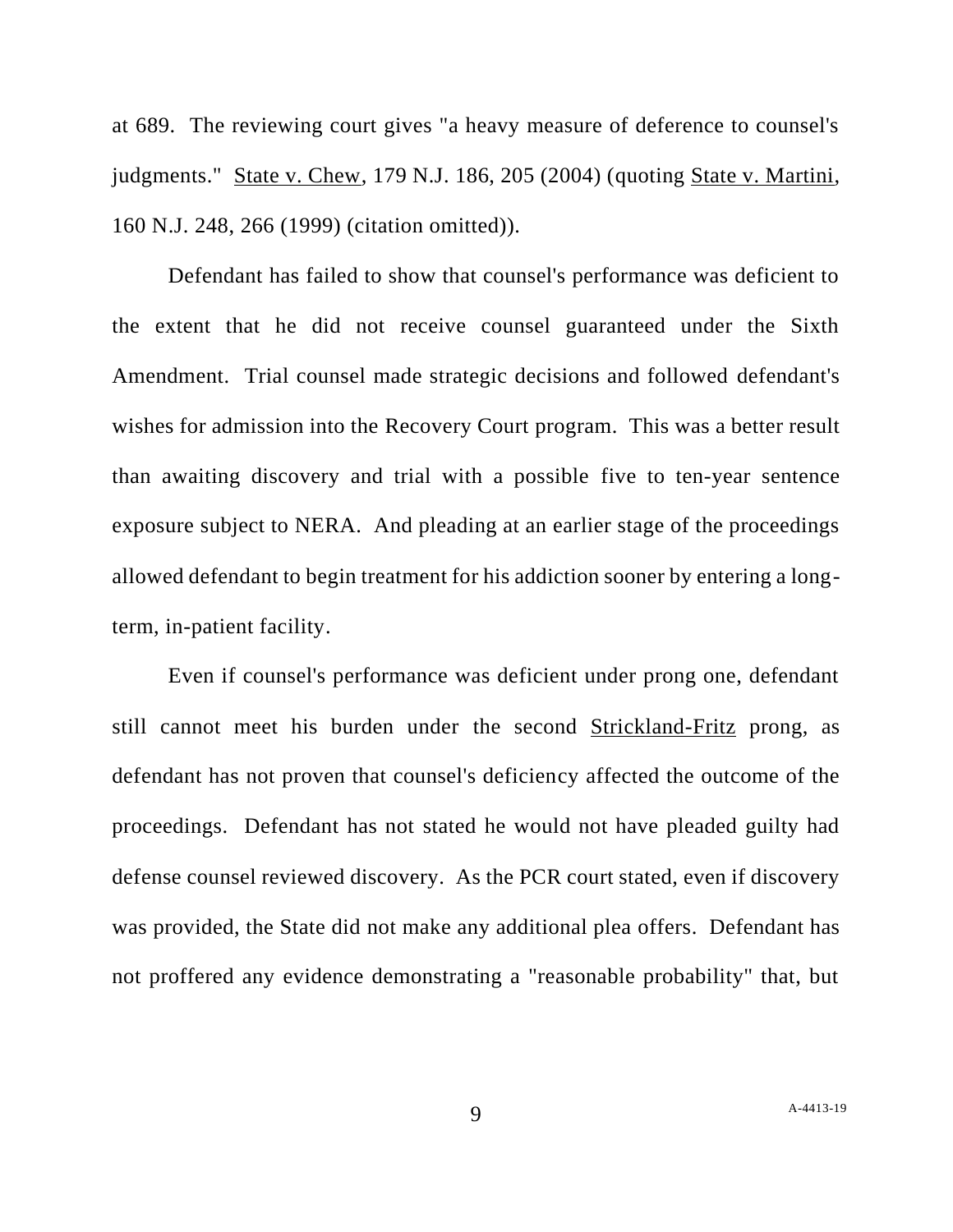at 689. The reviewing court gives "a heavy measure of deference to counsel's judgments." State v. Chew, 179 N.J. 186, 205 (2004) (quoting State v. Martini, 160 N.J. 248, 266 (1999) (citation omitted)).

Defendant has failed to show that counsel's performance was deficient to the extent that he did not receive counsel guaranteed under the Sixth Amendment. Trial counsel made strategic decisions and followed defendant's wishes for admission into the Recovery Court program. This was a better result than awaiting discovery and trial with a possible five to ten-year sentence exposure subject to NERA. And pleading at an earlier stage of the proceedings allowed defendant to begin treatment for his addiction sooner by entering a long-term, in-patient facility.

Even if counsel's performance was deficient under prong one, defendant still cannot meet his burden under the second Strickland-Fritz prong, as defendant has not proven that counsel's deficiency affected the outcome of the proceedings. Defendant has not stated he would not have pleaded guilty had defense counsel reviewed discovery. As the PCR court stated, even if discovery was provided, the State did not make any additional plea offers. Defendant has not proffered any evidence demonstrating a "reasonable probability" that, but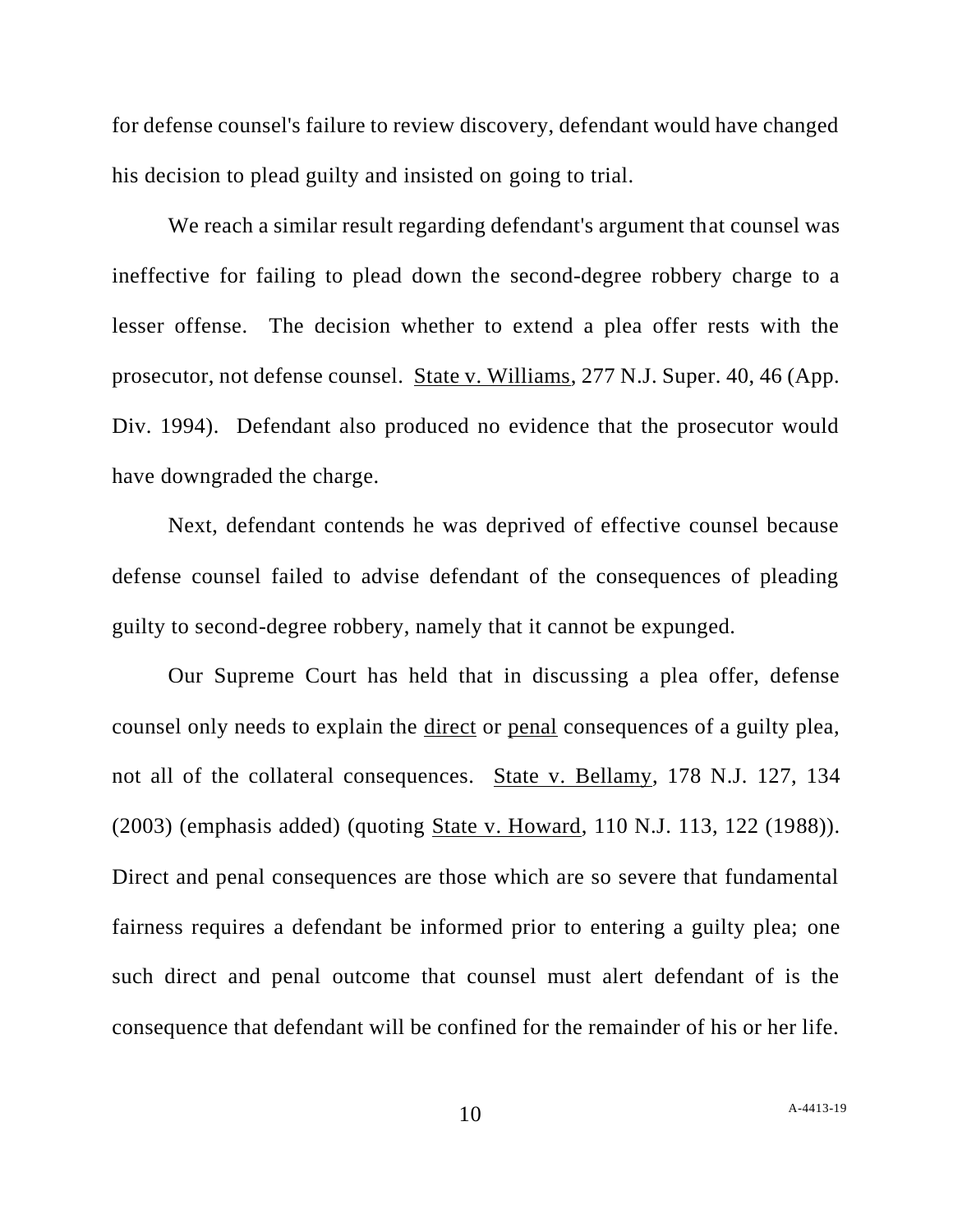for defense counsel's failure to review discovery, defendant would have changed his decision to plead guilty and insisted on going to trial.

We reach a similar result regarding defendant's argument that counsel was ineffective for failing to plead down the second-degree robbery charge to a lesser offense. The decision whether to extend a plea offer rests with the prosecutor, not defense counsel. State v. Williams, 277 N.J. Super. 40, 46 (App. Div. 1994). Defendant also produced no evidence that the prosecutor would have downgraded the charge.

Next, defendant contends he was deprived of effective counsel because defense counsel failed to advise defendant of the consequences of pleading guilty to second-degree robbery, namely that it cannot be expunged.

Our Supreme Court has held that in discussing a plea offer, defense counsel only needs to explain the direct or penal consequences of a guilty plea, not all of the collateral consequences. State v. Bellamy, 178 N.J. 127, 134 (2003) (emphasis added) (quoting State v. Howard, 110 N.J. 113, 122 (1988)). Direct and penal consequences are those which are so severe that fundamental fairness requires a defendant be informed prior to entering a guilty plea; one such direct and penal outcome that counsel must alert defendant of is the consequence that defendant will be confined for the remainder of his or her life.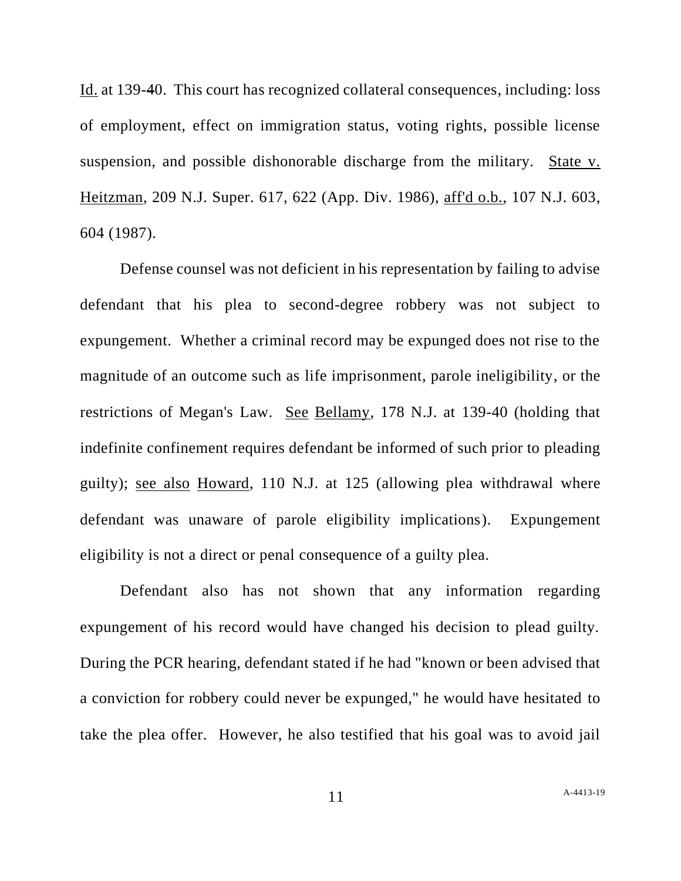Id. at 139-40. This court has recognized collateral consequences, including: loss of employment, effect on immigration status, voting rights, possible license suspension, and possible dishonorable discharge from the military. State v. Heitzman, 209 N.J. Super. 617, 622 (App. Div. 1986), aff'd o.b., 107 N.J. 603, 604 (1987).

Defense counsel was not deficient in his representation by failing to advise defendant that his plea to second-degree robbery was not subject to expungement. Whether a criminal record may be expunged does not rise to the magnitude of an outcome such as life imprisonment, parole ineligibility, or the restrictions of Megan's Law. See Bellamy, 178 N.J. at 139-40 (holding that indefinite confinement requires defendant be informed of such prior to pleading guilty); see also Howard, 110 N.J. at 125 (allowing plea withdrawal where defendant was unaware of parole eligibility implications). Expungement eligibility is not a direct or penal consequence of a guilty plea.

Defendant also has not shown that any information regarding expungement of his record would have changed his decision to plead guilty. During the PCR hearing, defendant stated if he had "known or been advised that a conviction for robbery could never be expunged," he would have hesitated to take the plea offer. However, he also testified that his goal was to avoid jail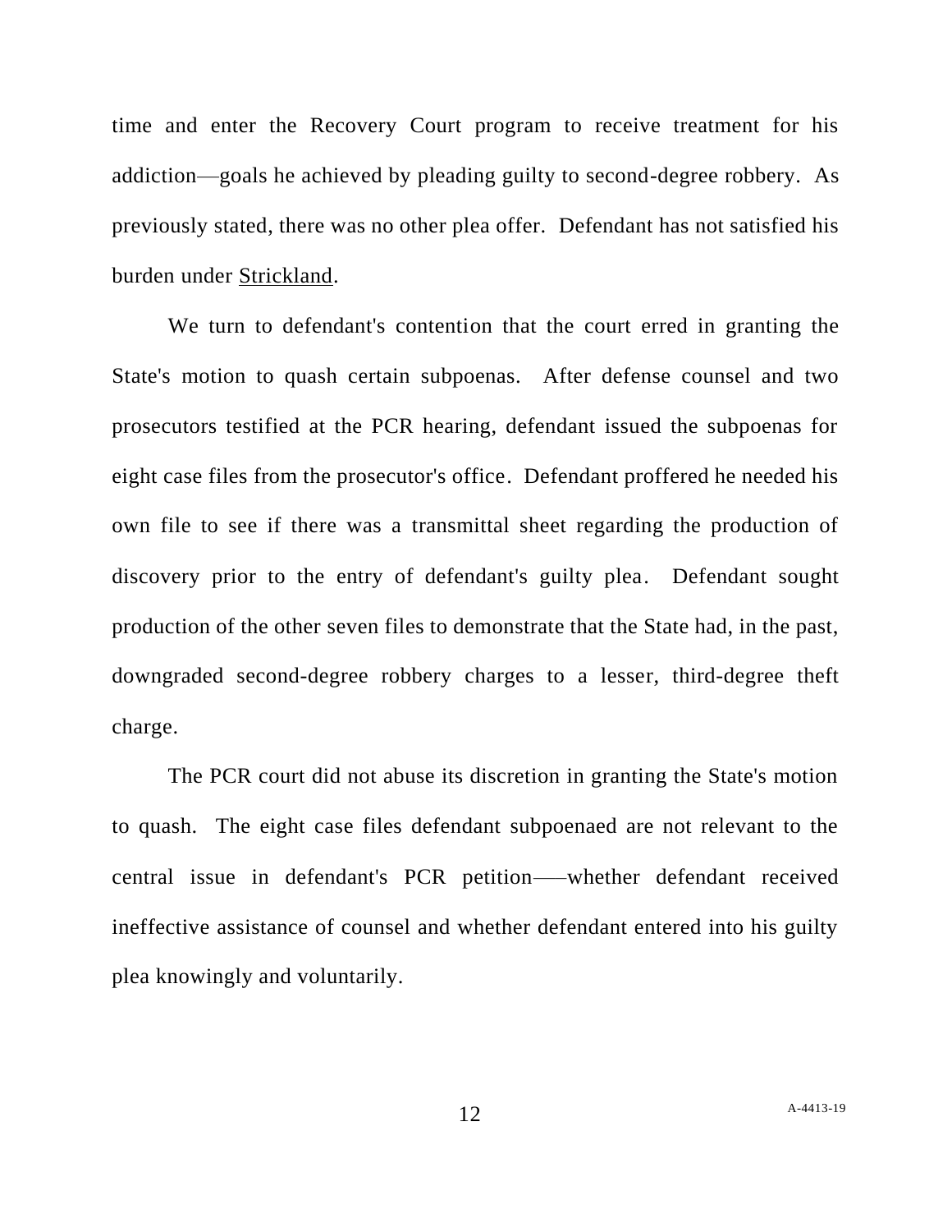time and enter the Recovery Court program to receive treatment for his addiction—goals he achieved by pleading guilty to second-degree robbery. As previously stated, there was no other plea offer. Defendant has not satisfied his burden under Strickland.

We turn to defendant's contention that the court erred in granting the State's motion to quash certain subpoenas. After defense counsel and two prosecutors testified at the PCR hearing, defendant issued the subpoenas for eight case files from the prosecutor's office. Defendant proffered he needed his own file to see if there was a transmittal sheet regarding the production of discovery prior to the entry of defendant's guilty plea. Defendant sought production of the other seven files to demonstrate that the State had, in the past, downgraded second-degree robbery charges to a lesser, third-degree theft charge.

The PCR court did not abuse its discretion in granting the State's motion to quash. The eight case files defendant subpoenaed are not relevant to the central issue in defendant's PCR petition—whether defendant received ineffective assistance of counsel and whether defendant entered into his guilty plea knowingly and voluntarily.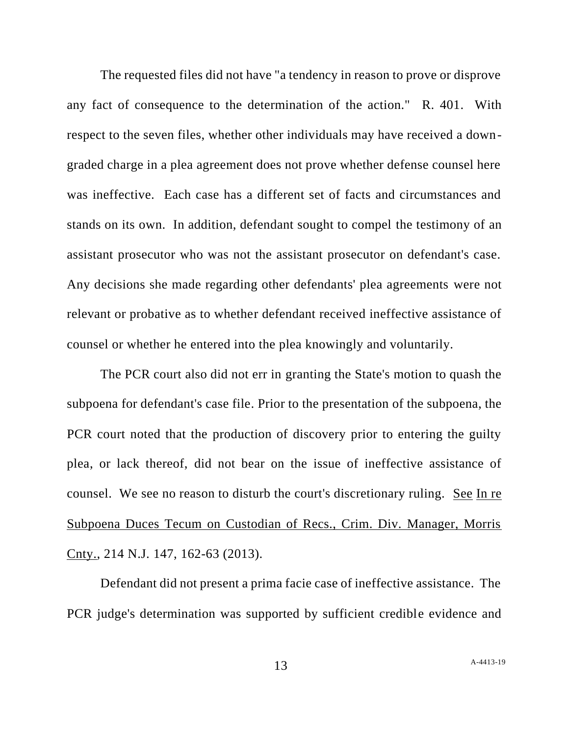The requested files did not have "a tendency in reason to prove or disprove any fact of consequence to the determination of the action." R. 401. With respect to the seven files, whether other individuals may have received a down-graded charge in a plea agreement does not prove whether defense counsel here was ineffective. Each case has a different set of facts and circumstances and stands on its own. In addition, defendant sought to compel the testimony of an assistant prosecutor who was not the assistant prosecutor on defendant's case. Any decisions she made regarding other defendants' plea agreements were not relevant or probative as to whether defendant received ineffective assistance of counsel or whether he entered into the plea knowingly and voluntarily.

The PCR court also did not err in granting the State's motion to quash the subpoena for defendant's case file. Prior to the presentation of the subpoena, the PCR court noted that the production of discovery prior to entering the guilty plea, or lack thereof, did not bear on the issue of ineffective assistance of counsel. We see no reason to disturb the court's discretionary ruling. See In re Subpoena Duces Tecum on Custodian of Recs., Crim. Div. Manager, Morris Cnty., 214 N.J. 147, 162-63 (2013).

Defendant did not present a prima facie case of ineffective assistance. The PCR judge's determination was supported by sufficient credible evidence and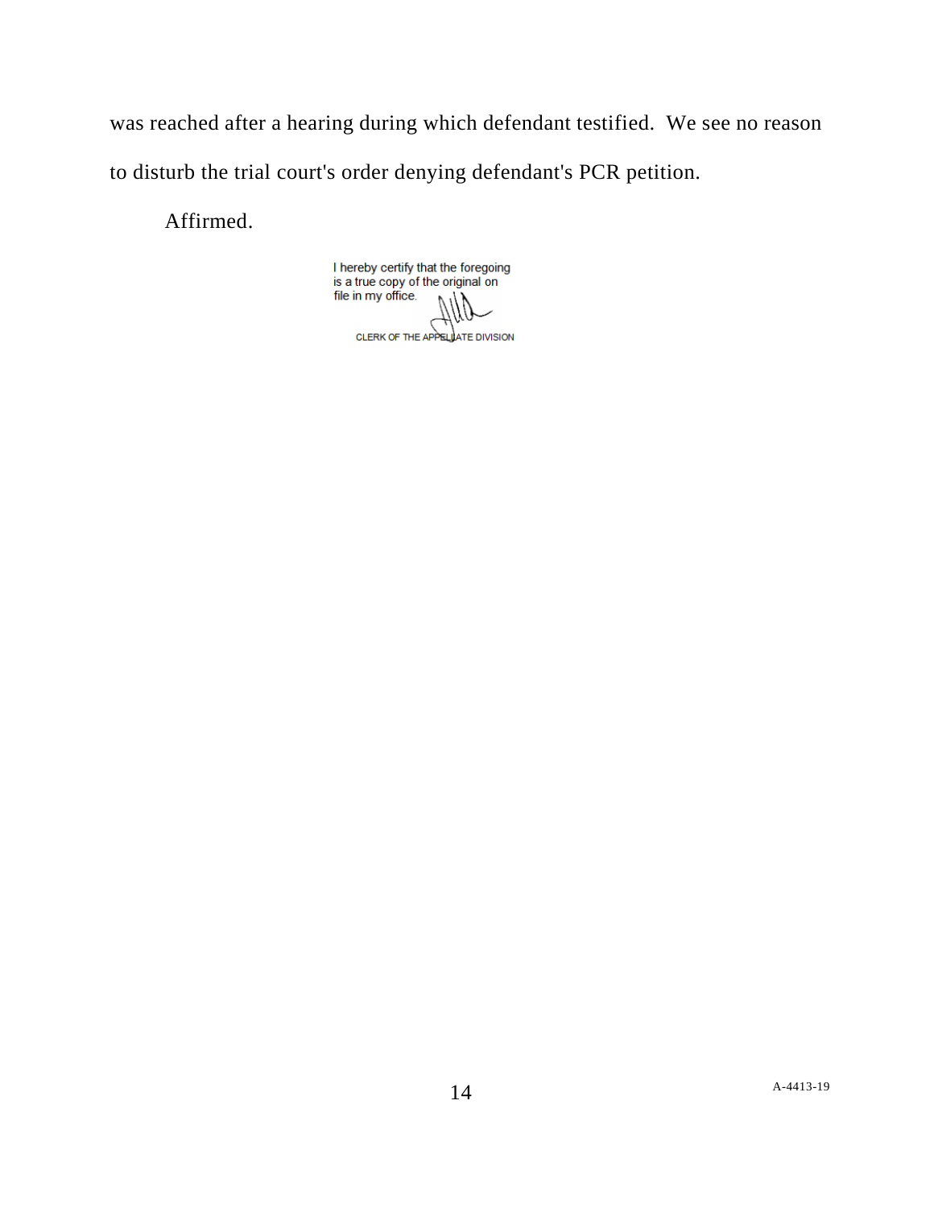was reached after a hearing during which defendant testified. We see no reason to disturb the trial court's order denying defendant's PCR petition.

Affirmed.

I hereby certify that the foregoing is a true copy of the original on file in my office.

CLERK OF THE APPELLATE DIVISION